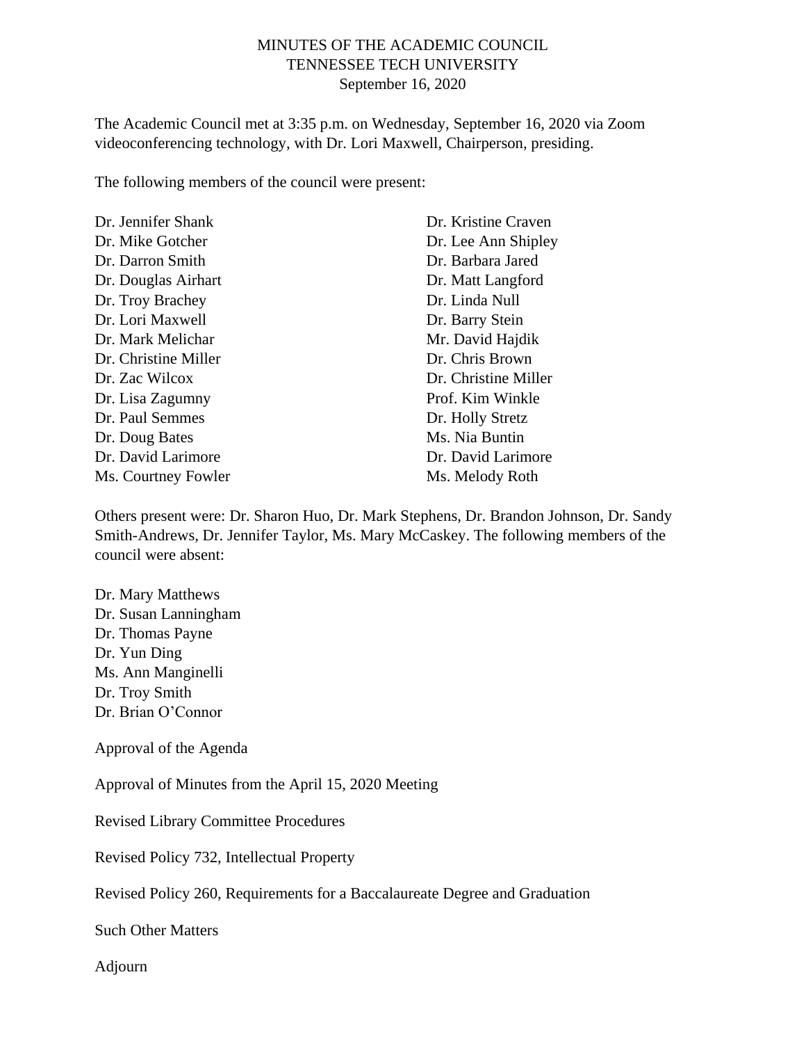# MINUTES OF THE ACADEMIC COUNCIL
## TENNESSEE TECH UNIVERSITY
### September 16, 2020

The Academic Council met at 3:35 p.m. on Wednesday, September 16, 2020 via Zoom videoconferencing technology, with Dr. Lori Maxwell, Chairperson, presiding.

The following members of the council were present:

Dr. Jennifer Shank
Dr. Mike Gotcher
Dr. Darron Smith
Dr. Douglas Airhart
Dr. Troy Brachey
Dr. Lori Maxwell
Dr. Mark Melichar
Dr. Christine Miller
Dr. Zac Wilcox
Dr. Lisa Zagumny
Dr. Paul Semmes
Dr. Doug Bates
Dr. David Larimore
Ms. Courtney Fowler
Dr. Kristine Craven
Dr. Lee Ann Shipley
Dr. Barbara Jared
Dr. Matt Langford
Dr. Linda Null
Dr. Barry Stein
Mr. David Hajdik
Dr. Chris Brown
Dr. Christine Miller
Prof. Kim Winkle
Dr. Holly Stretz
Ms. Nia Buntin
Dr. David Larimore
Ms. Melody Roth

Others present were: Dr. Sharon Huo, Dr. Mark Stephens, Dr. Brandon Johnson, Dr. Sandy Smith-Andrews, Dr. Jennifer Taylor, Ms. Mary McCaskey. The following members of the council were absent:

Dr. Mary Matthews
Dr. Susan Lanningham
Dr. Thomas Payne
Dr. Yun Ding
Ms. Ann Manginelli
Dr. Troy Smith
Dr. Brian O'Connor

Approval of the Agenda

Approval of Minutes from the April 15, 2020 Meeting

Revised Library Committee Procedures

Revised Policy 732, Intellectual Property

Revised Policy 260, Requirements for a Baccalaureate Degree and Graduation

Such Other Matters

Adjourn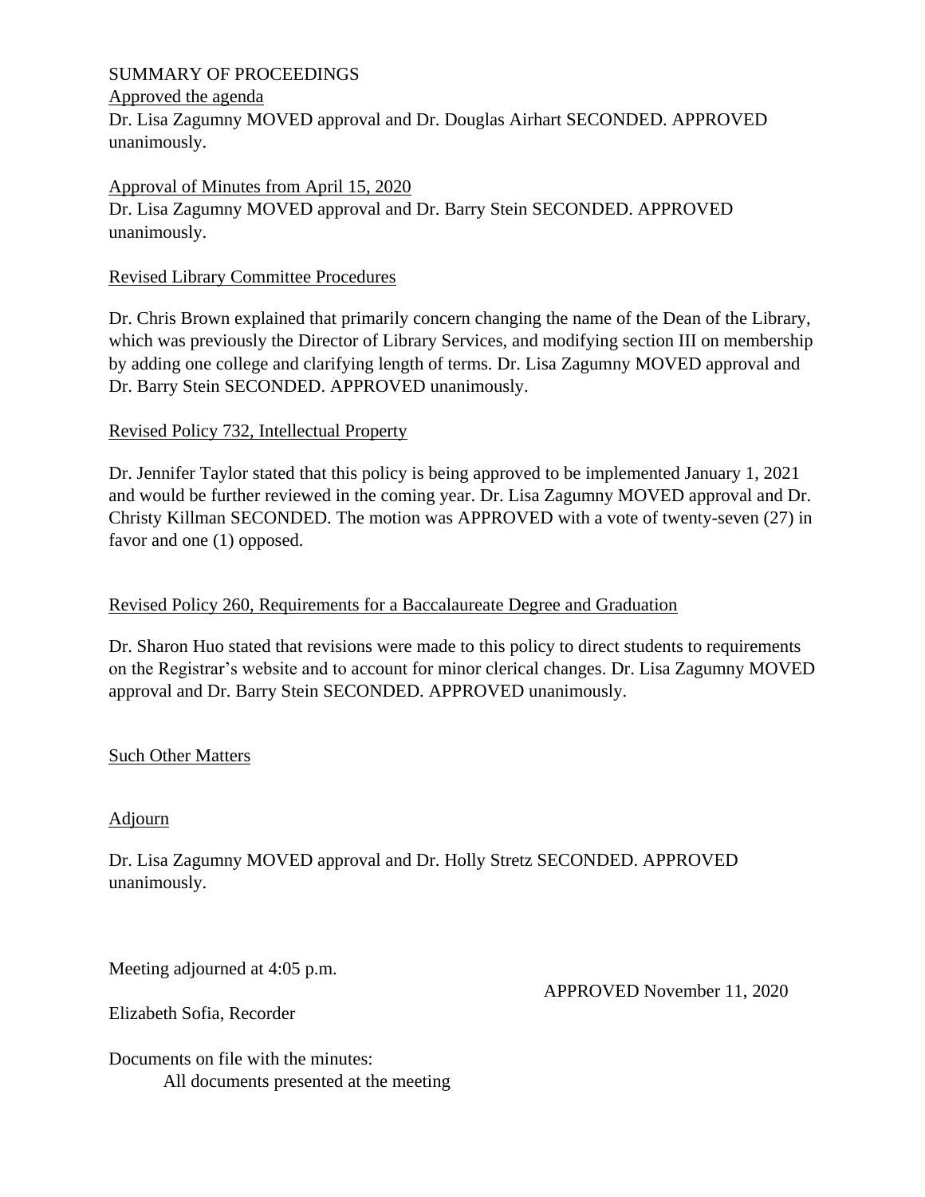SUMMARY OF PROCEEDINGS

<u>Approved the agenda</u>

Dr. Lisa Zagumny MOVED approval and Dr. Douglas Airhart SECONDED. APPROVED unanimously.

<u>Approval of Minutes from April 15, 2020</u>

Dr. Lisa Zagumny MOVED approval and Dr. Barry Stein SECONDED. APPROVED unanimously.

<u>Revised Library Committee Procedures</u>

Dr. Chris Brown explained that primarily concern changing the name of the Dean of the Library, which was previously the Director of Library Services, and modifying section III on membership by adding one college and clarifying length of terms. Dr. Lisa Zagumny MOVED approval and Dr. Barry Stein SECONDED. APPROVED unanimously.

<u>Revised Policy 732, Intellectual Property</u>

Dr. Jennifer Taylor stated that this policy is being approved to be implemented January 1, 2021 and would be further reviewed in the coming year. Dr. Lisa Zagumny MOVED approval and Dr. Christy Killman SECONDED. The motion was APPROVED with a vote of twenty-seven (27) in favor and one (1) opposed.

<u>Revised Policy 260, Requirements for a Baccalaureate Degree and Graduation</u>

Dr. Sharon Huo stated that revisions were made to this policy to direct students to requirements on the Registrar's website and to account for minor clerical changes. Dr. Lisa Zagumny MOVED approval and Dr. Barry Stein SECONDED. APPROVED unanimously.

<u>Such Other Matters</u>

<u>Adjourn</u>

Dr. Lisa Zagumny MOVED approval and Dr. Holly Stretz SECONDED. APPROVED unanimously.

Meeting adjourned at 4:05 p.m.

APPROVED November 11, 2020

Elizabeth Sofia, Recorder

Documents on file with the minutes:

All documents presented at the meeting